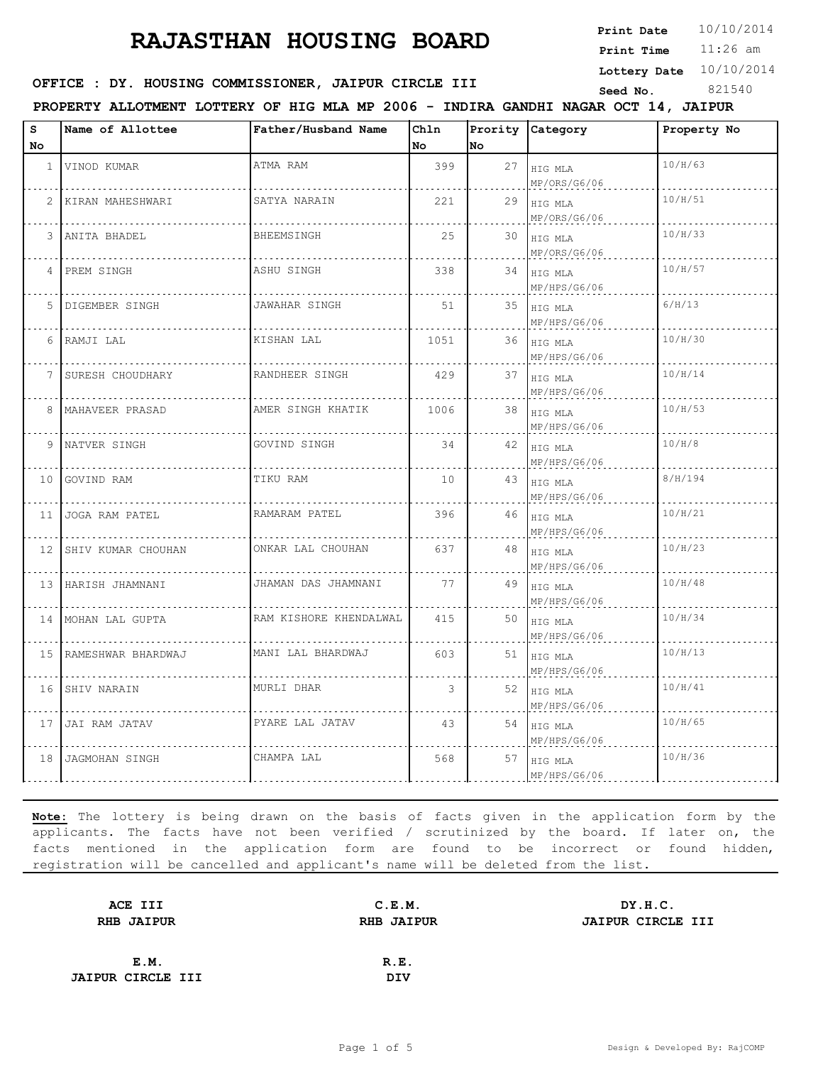# RAJASTHAN HOUSING BOARD

**Print Date** 10/10/2014
**Print Time** 11:26 am
**Lottery Date** 10/10/2014
**Seed No.** 821540

**OFFICE : DY. HOUSING COMMISSIONER, JAIPUR CIRCLE III**

**PROPERTY ALLOTMENT LOTTERY OF HIG MLA MP 2006 - INDIRA GANDHI NAGAR OCT 14, JAIPUR**

| S No | Name of Allottee | Father/Husband Name | Chln No | Prority No | Category | Property No |
|---|---|---|---|---|---|---|
| 1 | VINOD KUMAR | ATMA RAM | 399 | 27 | HIG MLA MP/ORS/G6/06 | 10/H/63 |
| 2 | KIRAN MAHESHWARI | SATYA NARAIN | 221 | 29 | HIG MLA MP/ORS/G6/06 | 10/H/51 |
| 3 | ANITA BHADEL | BHEEMSINGH | 25 | 30 | HIG MLA MP/ORS/G6/06 | 10/H/33 |
| 4 | PREM SINGH | ASHU SINGH | 338 | 34 | HIG MLA MP/HPS/G6/06 | 10/H/57 |
| 5 | DIGEMBER SINGH | JAWAHAR SINGH | 51 | 35 | HIG MLA MP/HPS/G6/06 | 6/H/13 |
| 6 | RAMJI LAL | KISHAN LAL | 1051 | 36 | HIG MLA MP/HPS/G6/06 | 10/H/30 |
| 7 | SURESH CHOUDHARY | RANDHEER SINGH | 429 | 37 | HIG MLA MP/HPS/G6/06 | 10/H/14 |
| 8 | MAHAVEER PRASAD | AMER SINGH KHATIK | 1006 | 38 | HIG MLA MP/HPS/G6/06 | 10/H/53 |
| 9 | NATVER SINGH | GOVIND SINGH | 34 | 42 | HIG MLA MP/HPS/G6/06 | 10/H/8 |
| 10 | GOVIND RAM | TIKU RAM | 10 | 43 | HIG MLA MP/HPS/G6/06 | 8/H/194 |
| 11 | JOGA RAM PATEL | RAMARAM PATEL | 396 | 46 | HIG MLA MP/HPS/G6/06 | 10/H/21 |
| 12 | SHIV KUMAR CHOUHAN | ONKAR LAL CHOUHAN | 637 | 48 | HIG MLA MP/HPS/G6/06 | 10/H/23 |
| 13 | HARISH JHAMNANI | JHAMAN DAS JHAMNANI | 77 | 49 | HIG MLA MP/HPS/G6/06 | 10/H/48 |
| 14 | MOHAN LAL GUPTA | RAM KISHORE KHENDALWAL | 415 | 50 | HIG MLA MP/HPS/G6/06 | 10/H/34 |
| 15 | RAMESHWAR BHARDWAJ | MANI LAL BHARDWAJ | 603 | 51 | HIG MLA MP/HPS/G6/06 | 10/H/13 |
| 16 | SHIV NARAIN | MURLI DHAR | 3 | 52 | HIG MLA MP/HPS/G6/06 | 10/H/41 |
| 17 | JAI RAM JATAV | PYARE LAL JATAV | 43 | 54 | HIG MLA MP/HPS/G6/06 | 10/H/65 |
| 18 | JAGMOHAN SINGH | CHAMPA LAL | 568 | 57 | HIG MLA MP/HPS/G6/06 | 10/H/36 |

**Note:** The lottery is being drawn on the basis of facts given in the application form by the applicants. The facts have not been verified / scrutinized by the board. If later on, the facts mentioned in the application form are found to be incorrect or found hidden, registration will be cancelled and applicant's name will be deleted from the list.

**ACE III**
**RHB JAIPUR**

**C.E.M.**
**RHB JAIPUR**

**DY.H.C.**
**JAIPUR CIRCLE III**

**E.M.**
**JAIPUR CIRCLE III**

**R.E.**
**DIV**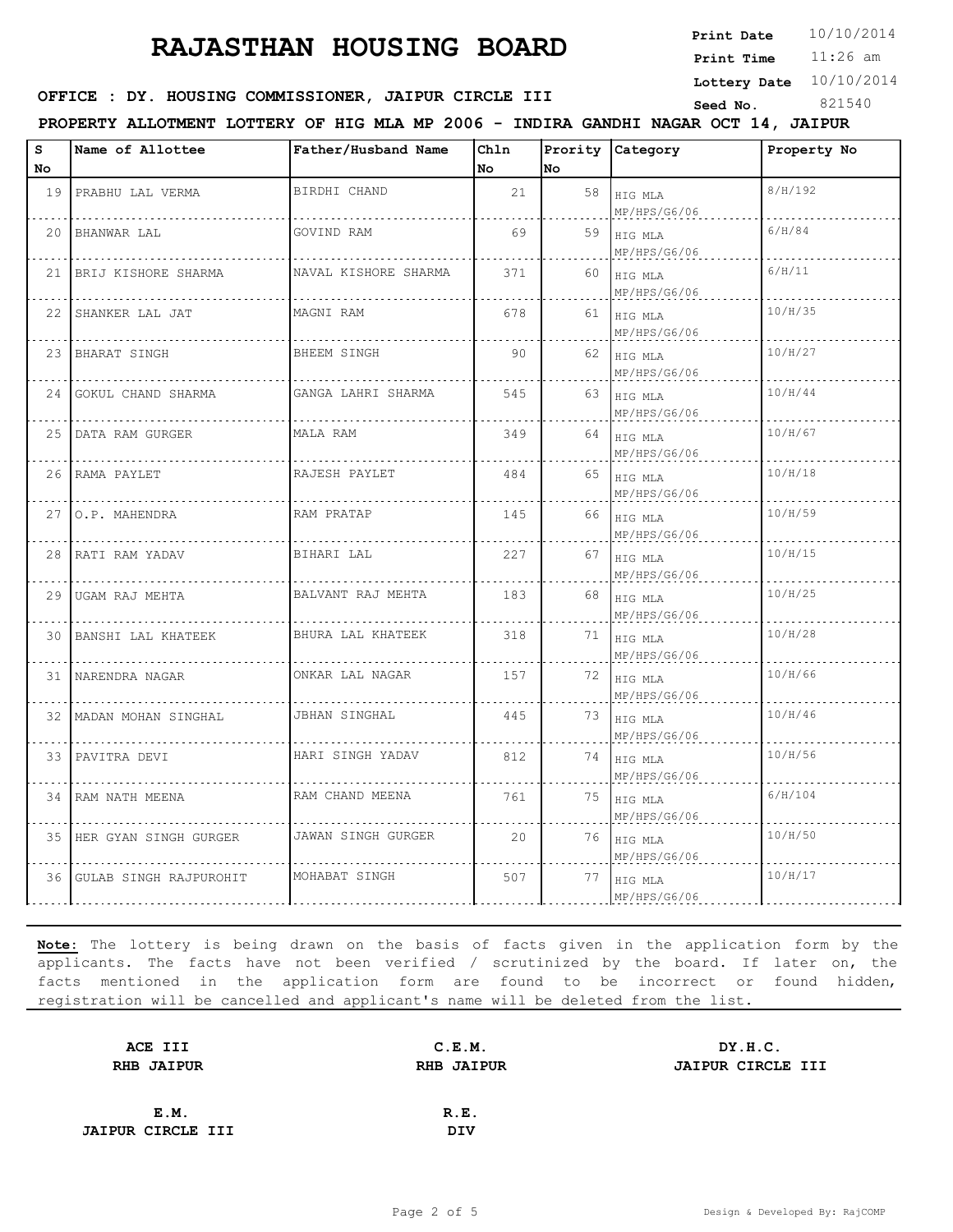# RAJASTHAN HOUSING BOARD

**Print Date** 10/10/2014
**Print Time** 11:26 am
**Lottery Date** 10/10/2014
**Seed No.** 821540

**OFFICE : DY. HOUSING COMMISSIONER, JAIPUR CIRCLE III**

**PROPERTY ALLOTMENT LOTTERY OF HIG MLA MP 2006 - INDIRA GANDHI NAGAR OCT 14, JAIPUR**

| S No | Name of Allottee | Father/Husband Name | Chln No | Prority No | Category | Property No |
|---|---|---|---|---|---|---|
| 19 | PRABHU LAL VERMA | BIRDHI CHAND | 21 | 58 | HIG MLA MP/HPS/G6/06 | 8/H/192 |
| 20 | BHANWAR LAL | GOVIND RAM | 69 | 59 | HIG MLA MP/HPS/G6/06 | 6/H/84 |
| 21 | BRIJ KISHORE SHARMA | NAVAL KISHORE SHARMA | 371 | 60 | HIG MLA MP/HPS/G6/06 | 6/H/11 |
| 22 | SHANKER LAL JAT | MAGNI RAM | 678 | 61 | HIG MLA MP/HPS/G6/06 | 10/H/35 |
| 23 | BHARAT SINGH | BHEEM SINGH | 90 | 62 | HIG MLA MP/HPS/G6/06 | 10/H/27 |
| 24 | GOKUL CHAND SHARMA | GANGA LAHRI SHARMA | 545 | 63 | HIG MLA MP/HPS/G6/06 | 10/H/44 |
| 25 | DATA RAM GURGER | MALA RAM | 349 | 64 | HIG MLA MP/HPS/G6/06 | 10/H/67 |
| 26 | RAMA PAYLET | RAJESH PAYLET | 484 | 65 | HIG MLA MP/HPS/G6/06 | 10/H/18 |
| 27 | O.P. MAHENDRA | RAM PRATAP | 145 | 66 | HIG MLA MP/HPS/G6/06 | 10/H/59 |
| 28 | RATI RAM YADAV | BIHARI LAL | 227 | 67 | HIG MLA MP/HPS/G6/06 | 10/H/15 |
| 29 | UGAM RAJ MEHTA | BALVANT RAJ MEHTA | 183 | 68 | HIG MLA MP/HPS/G6/06 | 10/H/25 |
| 30 | BANSHI LAL KHATEEK | BHURA LAL KHATEEK | 318 | 71 | HIG MLA MP/HPS/G6/06 | 10/H/28 |
| 31 | NARENDRA NAGAR | ONKAR LAL NAGAR | 157 | 72 | HIG MLA MP/HPS/G6/06 | 10/H/66 |
| 32 | MADAN MOHAN SINGHAL | JBHAN SINGHAL | 445 | 73 | HIG MLA MP/HPS/G6/06 | 10/H/46 |
| 33 | PAVITRA DEVI | HARI SINGH YADAV | 812 | 74 | HIG MLA MP/HPS/G6/06 | 10/H/56 |
| 34 | RAM NATH MEENA | RAM CHAND MEENA | 761 | 75 | HIG MLA MP/HPS/G6/06 | 6/H/104 |
| 35 | HER GYAN SINGH GURGER | JAWAN SINGH GURGER | 20 | 76 | HIG MLA MP/HPS/G6/06 | 10/H/50 |
| 36 | GULAB SINGH RAJPUROHIT | MOHABAT SINGH | 507 | 77 | HIG MLA MP/HPS/G6/06 | 10/H/17 |

**Note:** The lottery is being drawn on the basis of facts given in the application form by the applicants. The facts have not been verified / scrutinized by the board. If later on, the facts mentioned in the application form are found to be incorrect or found hidden, registration will be cancelled and applicant's name will be deleted from the list.

| | | |
|---|---|---|
| **ACE III**<br>**RHB JAIPUR** | **C.E.M.**<br>**RHB JAIPUR** | **DY.H.C.**<br>**JAIPUR CIRCLE III** |
| **E.M.**<br>**JAIPUR CIRCLE III** | **R.E.**<br>**DIV** | |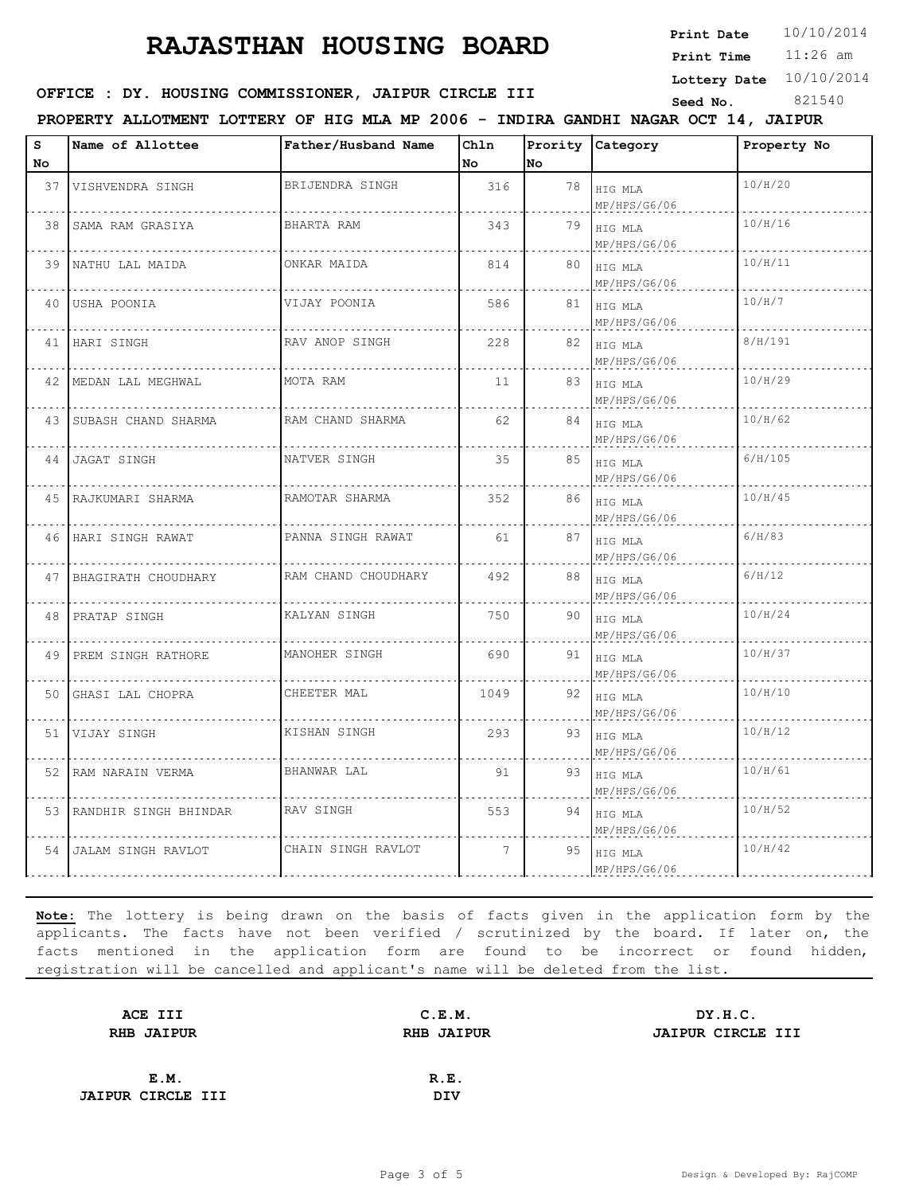# RAJASTHAN HOUSING BOARD

**Print Date** 10/10/2014
**Print Time** 11:26 am
**Lottery Date** 10/10/2014
**Seed No.** 821540

**OFFICE : DY. HOUSING COMMISSIONER, JAIPUR CIRCLE III**

**PROPERTY ALLOTMENT LOTTERY OF HIG MLA MP 2006 - INDIRA GANDHI NAGAR OCT 14, JAIPUR**

| S No | Name of Allottee | Father/Husband Name | Chln No | Prority No | Category | Property No |
|---|---|---|---|---|---|---|
| 37 | VISHVENDRA SINGH | BRIJENDRA SINGH | 316 | 78 | HIG MLA MP/HPS/G6/06 | 10/H/20 |
| 38 | SAMA RAM GRASIYA | BHARTA RAM | 343 | 79 | HIG MLA MP/HPS/G6/06 | 10/H/16 |
| 39 | NATHU LAL MAIDA | ONKAR MAIDA | 814 | 80 | HIG MLA MP/HPS/G6/06 | 10/H/11 |
| 40 | USHA POONIA | VIJAY POONIA | 586 | 81 | HIG MLA MP/HPS/G6/06 | 10/H/7 |
| 41 | HARI SINGH | RAV ANOP SINGH | 228 | 82 | HIG MLA MP/HPS/G6/06 | 8/H/191 |
| 42 | MEDAN LAL MEGHWAL | MOTA RAM | 11 | 83 | HIG MLA MP/HPS/G6/06 | 10/H/29 |
| 43 | SUBASH CHAND SHARMA | RAM CHAND SHARMA | 62 | 84 | HIG MLA MP/HPS/G6/06 | 10/H/62 |
| 44 | JAGAT SINGH | NATVER SINGH | 35 | 85 | HIG MLA MP/HPS/G6/06 | 6/H/105 |
| 45 | RAJKUMARI SHARMA | RAMOTAR SHARMA | 352 | 86 | HIG MLA MP/HPS/G6/06 | 10/H/45 |
| 46 | HARI SINGH RAWAT | PANNA SINGH RAWAT | 61 | 87 | HIG MLA MP/HPS/G6/06 | 6/H/83 |
| 47 | BHAGIRATH CHOUDHARY | RAM CHAND CHOUDHARY | 492 | 88 | HIG MLA MP/HPS/G6/06 | 6/H/12 |
| 48 | PRATAP SINGH | KALYAN SINGH | 750 | 90 | HIG MLA MP/HPS/G6/06 | 10/H/24 |
| 49 | PREM SINGH RATHORE | MANOHER SINGH | 690 | 91 | HIG MLA MP/HPS/G6/06 | 10/H/37 |
| 50 | GHASI LAL CHOPRA | CHEETER MAL | 1049 | 92 | HIG MLA MP/HPS/G6/06 | 10/H/10 |
| 51 | VIJAY SINGH | KISHAN SINGH | 293 | 93 | HIG MLA MP/HPS/G6/06 | 10/H/12 |
| 52 | RAM NARAIN VERMA | BHANWAR LAL | 91 | 93 | HIG MLA MP/HPS/G6/06 | 10/H/61 |
| 53 | RANDHIR SINGH BHINDAR | RAV SINGH | 553 | 94 | HIG MLA MP/HPS/G6/06 | 10/H/52 |
| 54 | JALAM SINGH RAVLOT | CHAIN SINGH RAVLOT | 7 | 95 | HIG MLA MP/HPS/G6/06 | 10/H/42 |

**Note:** The lottery is being drawn on the basis of facts given in the application form by the applicants. The facts have not been verified / scrutinized by the board. If later on, the facts mentioned in the application form are found to be incorrect or found hidden, registration will be cancelled and applicant's name will be deleted from the list.

| **ACE III**<br>**RHB JAIPUR** | **C.E.M.**<br>**RHB JAIPUR** | **DY.H.C.**<br>**JAIPUR CIRCLE III** |
|---|---|---|
| **E.M.**<br>**JAIPUR CIRCLE III** | **R.E.**<br>**DIV** | |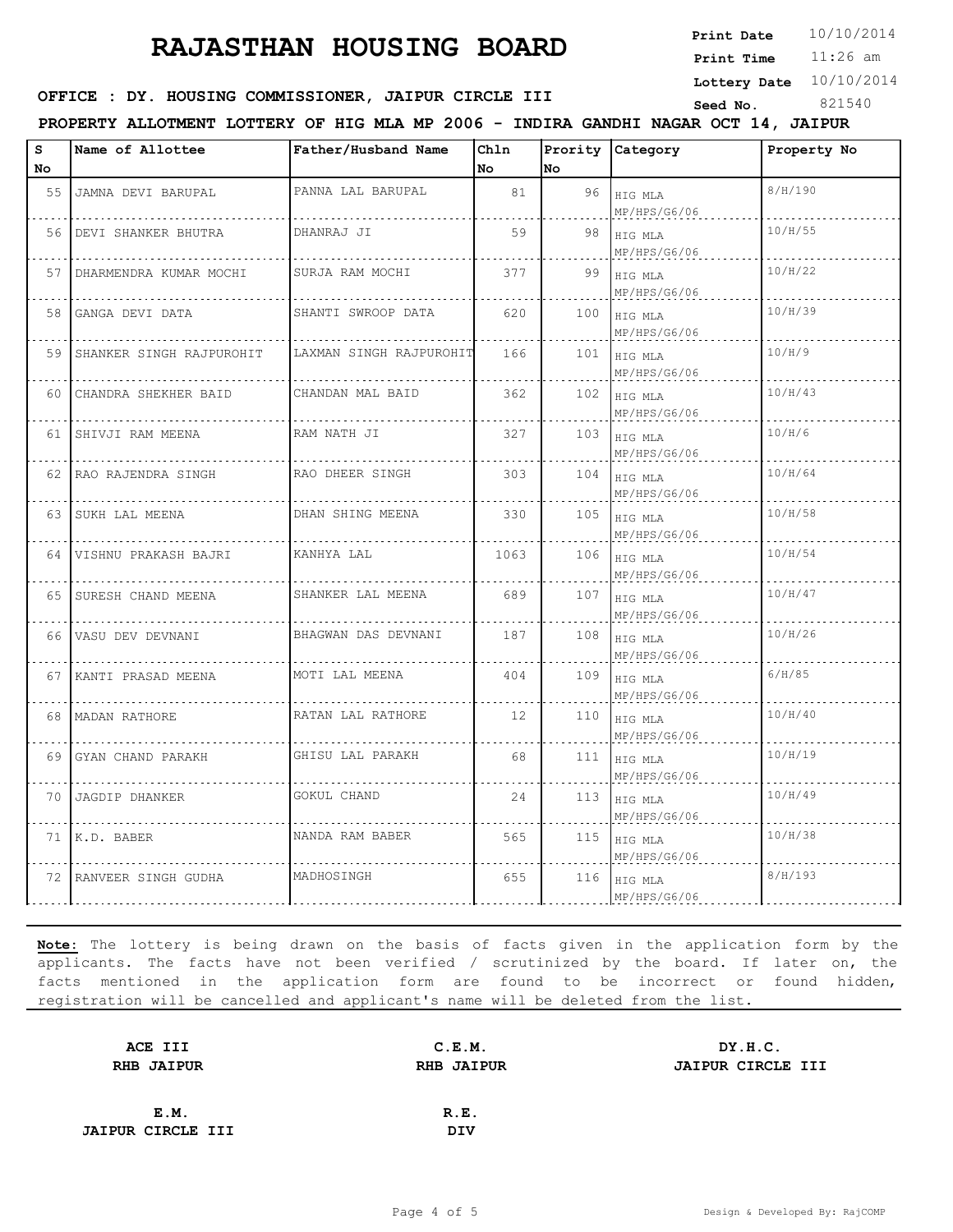# RAJASTHAN HOUSING BOARD

**Print Date** 10/10/2014
**Print Time** 11:26 am
**Lottery Date** 10/10/2014
**Seed No.** 821540

**OFFICE : DY. HOUSING COMMISSIONER, JAIPUR CIRCLE III**

**PROPERTY ALLOTMENT LOTTERY OF HIG MLA MP 2006 - INDIRA GANDHI NAGAR OCT 14, JAIPUR**

| S No | Name of Allottee | Father/Husband Name | Chln No | Prority No | Category | Property No |
|---|---|---|---|---|---|---|
| 55 | JAMNA DEVI BARUPAL | PANNA LAL BARUPAL | 81 | 96 | HIG MLA MP/HPS/G6/06 | 8/H/190 |
| 56 | DEVI SHANKER BHUTRA | DHANRAJ JI | 59 | 98 | HIG MLA MP/HPS/G6/06 | 10/H/55 |
| 57 | DHARMENDRA KUMAR MOCHI | SURJA RAM MOCHI | 377 | 99 | HIG MLA MP/HPS/G6/06 | 10/H/22 |
| 58 | GANGA DEVI DATA | SHANTI SWROOP DATA | 620 | 100 | HIG MLA MP/HPS/G6/06 | 10/H/39 |
| 59 | SHANKER SINGH RAJPUROHIT | LAXMAN SINGH RAJPUROHIT | 166 | 101 | HIG MLA MP/HPS/G6/06 | 10/H/9 |
| 60 | CHANDRA SHEKHER BAID | CHANDAN MAL BAID | 362 | 102 | HIG MLA MP/HPS/G6/06 | 10/H/43 |
| 61 | SHIVJI RAM MEENA | RAM NATH JI | 327 | 103 | HIG MLA MP/HPS/G6/06 | 10/H/6 |
| 62 | RAO RAJENDRA SINGH | RAO DHEER SINGH | 303 | 104 | HIG MLA MP/HPS/G6/06 | 10/H/64 |
| 63 | SUKH LAL MEENA | DHAN SHING MEENA | 330 | 105 | HIG MLA MP/HPS/G6/06 | 10/H/58 |
| 64 | VISHNU PRAKASH BAJRI | KANHYA LAL | 1063 | 106 | HIG MLA MP/HPS/G6/06 | 10/H/54 |
| 65 | SURESH CHAND MEENA | SHANKER LAL MEENA | 689 | 107 | HIG MLA MP/HPS/G6/06 | 10/H/47 |
| 66 | VASU DEV DEVNANI | BHAGWAN DAS DEVNANI | 187 | 108 | HIG MLA MP/HPS/G6/06 | 10/H/26 |
| 67 | KANTI PRASAD MEENA | MOTI LAL MEENA | 404 | 109 | HIG MLA MP/HPS/G6/06 | 6/H/85 |
| 68 | MADAN RATHORE | RATAN LAL RATHORE | 12 | 110 | HIG MLA MP/HPS/G6/06 | 10/H/40 |
| 69 | GYAN CHAND PARAKH | GHISU LAL PARAKH | 68 | 111 | HIG MLA MP/HPS/G6/06 | 10/H/19 |
| 70 | JAGDIP DHANKER | GOKUL CHAND | 24 | 113 | HIG MLA MP/HPS/G6/06 | 10/H/49 |
| 71 | K.D. BABER | NANDA RAM BABER | 565 | 115 | HIG MLA MP/HPS/G6/06 | 10/H/38 |
| 72 | RANVEER SINGH GUDHA | MADHOSINGH | 655 | 116 | HIG MLA MP/HPS/G6/06 | 8/H/193 |

**Note:** The lottery is being drawn on the basis of facts given in the application form by the applicants. The facts have not been verified / scrutinized by the board. If later on, the facts mentioned in the application form are found to be incorrect or found hidden, registration will be cancelled and applicant's name will be deleted from the list.

| | | |
|---|---|---|
| **ACE III**<br>**RHB JAIPUR** | **C.E.M.**<br>**RHB JAIPUR** | **DY.H.C.**<br>**JAIPUR CIRCLE III** |
| **E.M.**<br>**JAIPUR CIRCLE III** | **R.E.**<br>**DIV** | |

Design & Developed By: RajCOMP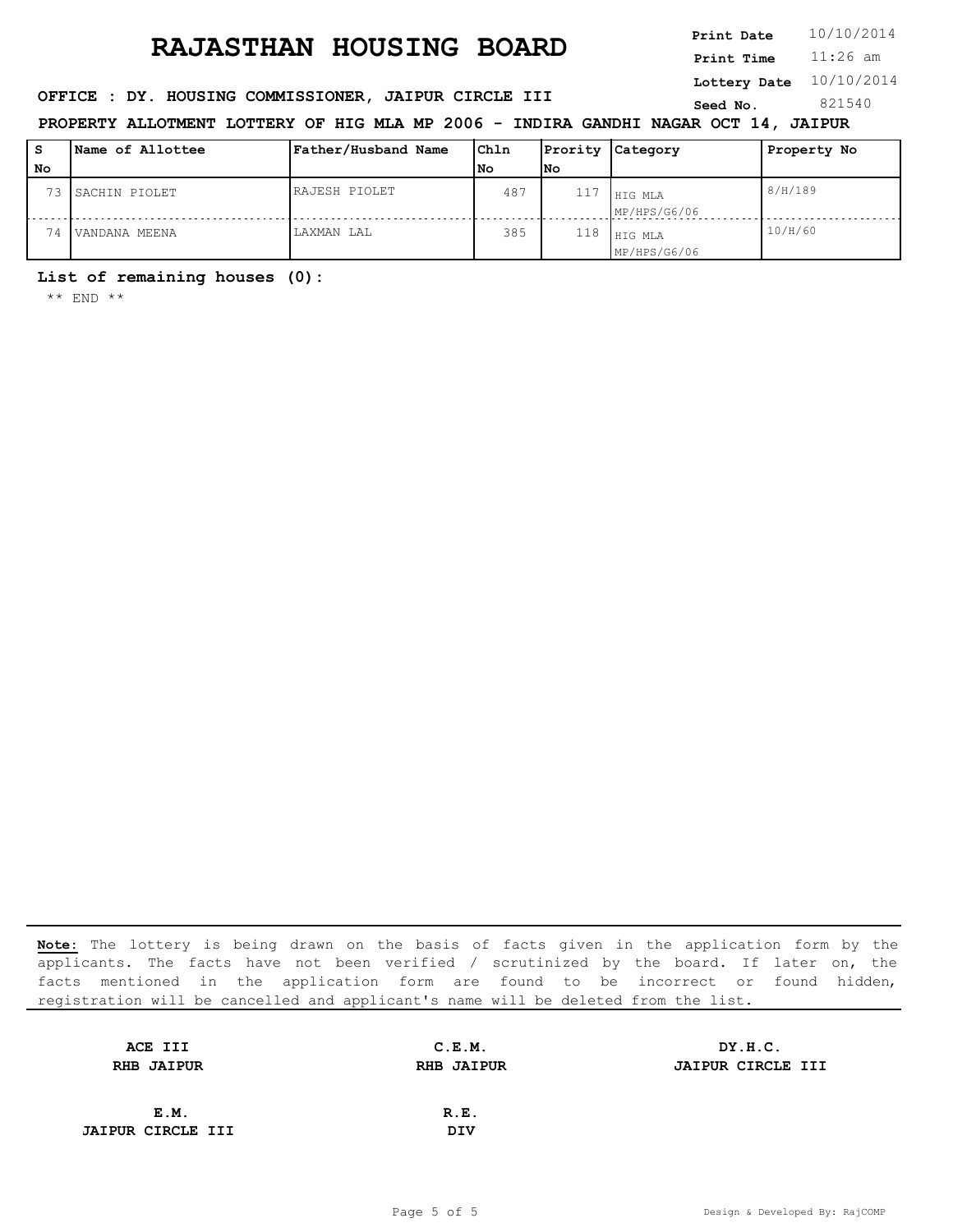# RAJASTHAN HOUSING BOARD

**Print Date** 10/10/2014
**Print Time** 11:26 am
**Lottery Date** 10/10/2014
**Seed No.** 821540

**OFFICE : DY. HOUSING COMMISSIONER, JAIPUR CIRCLE III**

**PROPERTY ALLOTMENT LOTTERY OF HIG MLA MP 2006 - INDIRA GANDHI NAGAR OCT 14, JAIPUR**

| S No | Name of Allottee | Father/Husband Name | Chln No | Prority No | Category | Property No |
|---|---|---|---|---|---|---|
| 73 | SACHIN PIOLET | RAJESH PIOLET | 487 | 117 | HIG MLA MP/HPS/G6/06 | 8/H/189 |
| 74 | VANDANA MEENA | LAXMAN LAL | 385 | 118 | HIG MLA MP/HPS/G6/06 | 10/H/60 |

**List of remaining houses (0):**

\*\* END \*\*

**Note:** The lottery is being drawn on the basis of facts given in the application form by the applicants. The facts have not been verified / scrutinized by the board. If later on, the facts mentioned in the application form are found to be incorrect or found hidden, registration will be cancelled and applicant's name will be deleted from the list.

**ACE III**
**RHB JAIPUR**

**C.E.M.**
**RHB JAIPUR**

**DY.H.C.**
**JAIPUR CIRCLE III**

**E.M.**
**JAIPUR CIRCLE III**

**R.E.**
**DIV**

Design & Developed By: RajCOMP